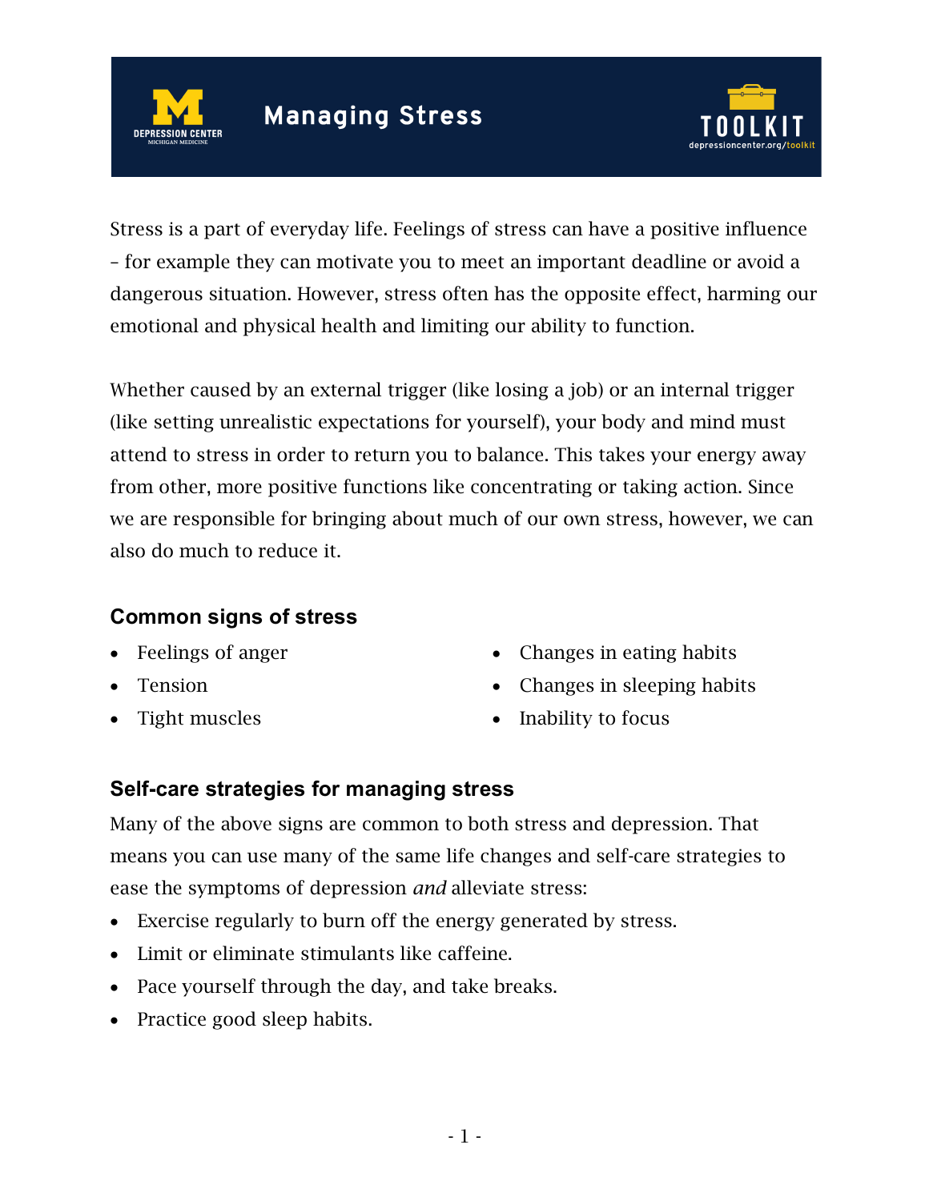# Managing Stress

Stress is a part of everyday life. Feelings of stress can have a positive influence – for example they can motivate you to meet an important deadline or avoid a dangerous situation. However, stress often has the opposite effect, harming our emotional and physical health and limiting our ability to function.

Whether caused by an external trigger (like losing a job) or an internal trigger (like setting unrealistic expectations for yourself), your body and mind must attend to stress in order to return you to balance. This takes your energy away from other, more positive functions like concentrating or taking action. Since we are responsible for bringing about much of our own stress, however, we can also do much to reduce it.

## Common signs of stress

- Feelings of anger
- Tension
- Tight muscles
- Changes in eating habits
- Changes in sleeping habits
- Inability to focus

## Self-care strategies for managing stress

Many of the above signs are common to both stress and depression. That means you can use many of the same life changes and self-care strategies to ease the symptoms of depression *and* alleviate stress:

- Exercise regularly to burn off the energy generated by stress.
- Limit or eliminate stimulants like caffeine.
- Pace yourself through the day, and take breaks.
- Practice good sleep habits.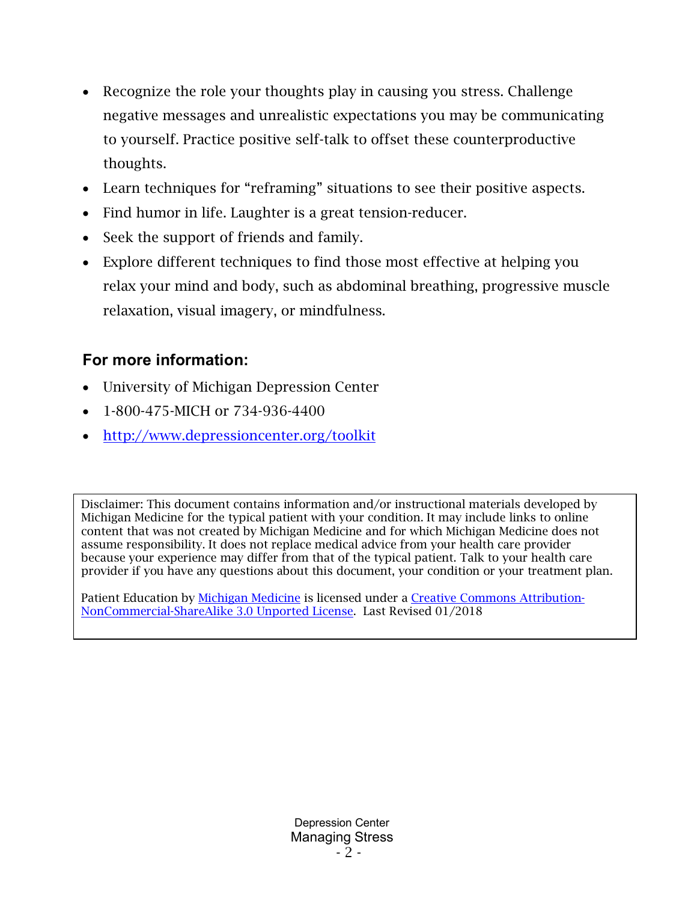- Recognize the role your thoughts play in causing you stress. Challenge negative messages and unrealistic expectations you may be communicating to yourself. Practice positive self-talk to offset these counterproductive thoughts.
- Learn techniques for "reframing" situations to see their positive aspects.
- Find humor in life. Laughter is a great tension-reducer.
- Seek the support of friends and family.
- Explore different techniques to find those most effective at helping you relax your mind and body, such as abdominal breathing, progressive muscle relaxation, visual imagery, or mindfulness.

## For more information:

- University of Michigan Depression Center
- 1-800-475-MICH or 734-936-4400
- [http://www.depressioncenter.org/toolkit](http://www.depressioncenter.org/toolkit)

Disclaimer: This document contains information and/or instructional materials developed by Michigan Medicine for the typical patient with your condition. It may include links to online content that was not created by Michigan Medicine and for which Michigan Medicine does not assume responsibility. It does not replace medical advice from your health care provider because your experience may differ from that of the typical patient. Talk to your health care provider if you have any questions about this document, your condition or your treatment plan.

Patient Education by Michigan Medicine is licensed under a Creative Commons Attribution-NonCommercial-ShareAlike 3.0 Unported License. Last Revised 01/2018